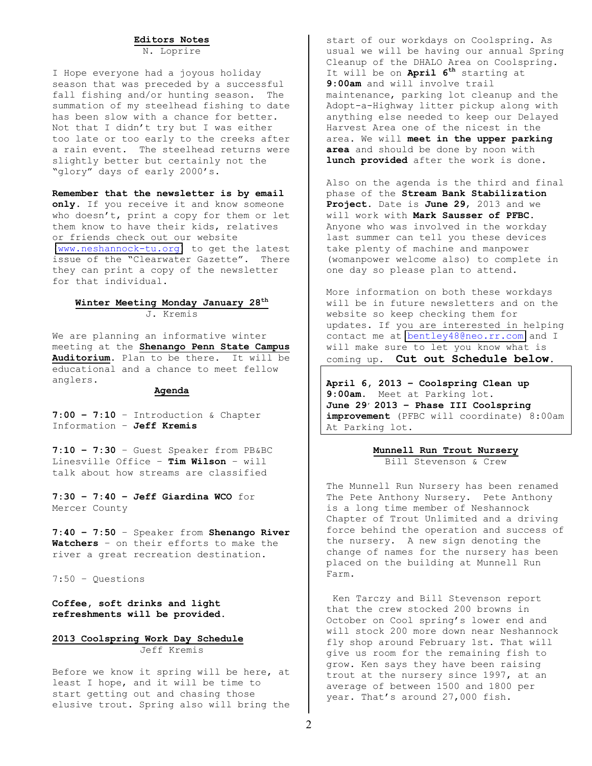## Editors Notes

N. Loprire

I Hope everyone had a joyous holiday season that was preceded by a successful fall fishing and/or hunting season. The summation of my steelhead fishing to date has been slow with a chance for better. Not that I didn't try but I was either too late or too early to the creeks after a rain event. The steelhead returns were slightly better but certainly not the "glory" days of early 2000's.

**Remember that the newsletter is by email only.** If you receive it and know someone who doesn't, print a copy for them or let them know to have their kids, relatives or friends check out our website www.neshannock-tu.org to get the latest issue of the "Clearwater Gazette". There they can print a copy of the newsletter for that individual.

## Winter Meeting Monday January 28th

J. Kremis

We are planning an informative winter meeting at the **Shenango Penn State Campus Auditorium**. Plan to be there. It will be educational and a chance to meet fellow anglers.

### Agenda

**7:00 – 7:10** – Introduction & Chapter Information – **Jeff Kremis**

**7:10 – 7:30** – Guest Speaker from PB&BC Linesville Office – **Tim Wilson** – will talk about how streams are classified

**7:30 – 7:40 – Jeff Giardina WCO** for Mercer County

**7:40 – 7:50** – Speaker from **Shenango River Watchers** – on their efforts to make the river a great recreation destination.

7:50 – Questions

**Coffee, soft drinks and light refreshments will be provided.**

## 2013 Coolspring Work Day Schedule

Jeff Kremis

Before we know it spring will be here, at least I hope, and it will be time to start getting out and chasing those elusive trout. Spring also will bring the start of our workdays on Coolspring. As usual we will be having our annual Spring Cleanup of the DHALO Area on Coolspring. It will be on **April 6th** starting at **9:00am** and will involve trail maintenance, parking lot cleanup and the Adopt-a-Highway litter pickup along with anything else needed to keep our Delayed Harvest Area one of the nicest in the area. We will **meet in the upper parking area** and should be done by noon with **lunch provided** after the work is done.

Also on the agenda is the third and final phase of the **Stream Bank Stabilization Project.** Date is **June 29**, 2013 and we will work with **Mark Sausser of PFBC.** Anyone who was involved in the workday last summer can tell you these devices take plenty of machine and manpower (womanpower welcome also) to complete in one day so please plan to attend.

More information on both these workdays will be in future newsletters and on the website so keep checking them for updates. If you are interested in helping contact me at bentley48@neo.rr.com and I will make sure to let you know what is coming up. **Cut out Schedule below.**

**April 6, 2013 – Coolspring Clean up 9:00am.** Meet at Parking lot.
**June 29, 2013 – Phase III Coolspring improvement** (PFBC will coordinate) 8:00am At Parking lot.

## Munnell Run Trout Nursery

Bill Stevenson & Crew

The Munnell Run Nursery has been renamed The Pete Anthony Nursery. Pete Anthony is a long time member of Neshannock Chapter of Trout Unlimited and a driving force behind the operation and success of the nursery. A new sign denoting the change of names for the nursery has been placed on the building at Munnell Run Farm.

Ken Tarczy and Bill Stevenson report that the crew stocked 200 browns in October on Cool spring's lower end and will stock 200 more down near Neshannock fly shop around February 1st. That will give us room for the remaining fish to grow. Ken says they have been raising trout at the nursery since 1997, at an average of between 1500 and 1800 per year. That's around 27,000 fish.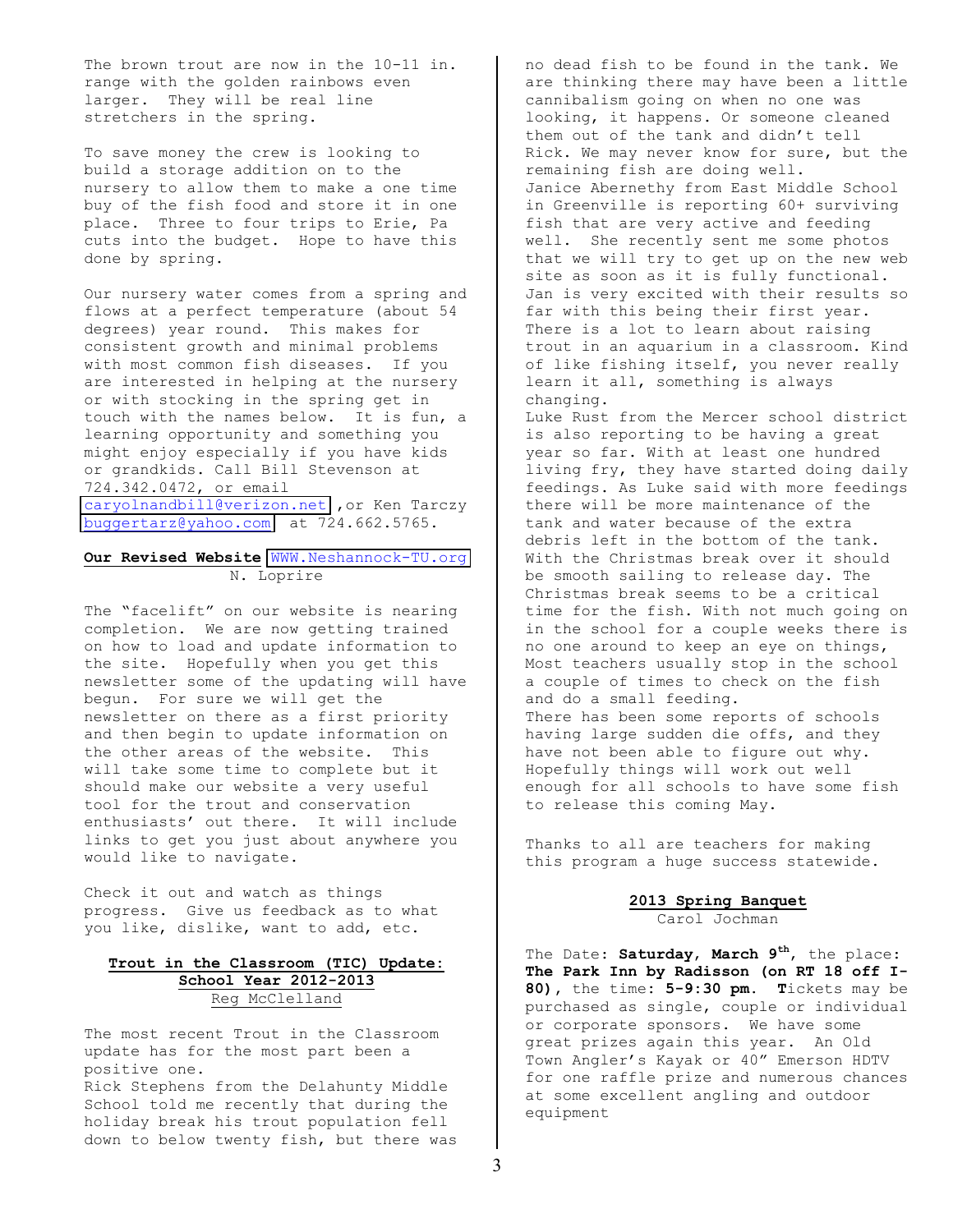The brown trout are now in the 10-11 in. range with the golden rainbows even larger. They will be real line stretchers in the spring.

To save money the crew is looking to build a storage addition on to the nursery to allow them to make a one time buy of the fish food and store it in one place. Three to four trips to Erie, Pa cuts into the budget. Hope to have this done by spring.

Our nursery water comes from a spring and flows at a perfect temperature (about 54 degrees) year round. This makes for consistent growth and minimal problems with most common fish diseases. If you are interested in helping at the nursery or with stocking in the spring get in touch with the names below. It is fun, a learning opportunity and something you might enjoy especially if you have kids or grandkids. Call Bill Stevenson at 724.342.0472, or email caryolnandbill@verizon.net ,or Ken Tarczy buggertarz@yahoo.com at 724.662.5765.

**Our Revised Website** WWW.Neshannock-TU.org

N. Loprire

The "facelift" on our website is nearing completion. We are now getting trained on how to load and update information to the site. Hopefully when you get this newsletter some of the updating will have begun. For sure we will get the newsletter on there as a first priority and then begin to update information on the other areas of the website. This will take some time to complete but it should make our website a very useful tool for the trout and conservation enthusiasts' out there. It will include links to get you just about anywhere you would like to navigate.

Check it out and watch as things progress. Give us feedback as to what you like, dislike, want to add, etc.

## Trout in the Classroom (TIC) Update: School Year 2012-2013

Reg McClelland

The most recent Trout in the Classroom update has for the most part been a positive one.

Rick Stephens from the Delahunty Middle School told me recently that during the holiday break his trout population fell down to below twenty fish, but there was no dead fish to be found in the tank. We are thinking there may have been a little cannibalism going on when no one was looking, it happens. Or someone cleaned them out of the tank and didn't tell Rick. We may never know for sure, but the remaining fish are doing well.

Janice Abernethy from East Middle School in Greenville is reporting 60+ surviving fish that are very active and feeding well. She recently sent me some photos that we will try to get up on the new web site as soon as it is fully functional. Jan is very excited with their results so far with this being their first year. There is a lot to learn about raising trout in an aquarium in a classroom. Kind of like fishing itself, you never really learn it all, something is always changing.

Luke Rust from the Mercer school district is also reporting to be having a great year so far. With at least one hundred living fry, they have started doing daily feedings. As Luke said with more feedings there will be more maintenance of the tank and water because of the extra debris left in the bottom of the tank. With the Christmas break over it should be smooth sailing to release day. The Christmas break seems to be a critical time for the fish. With not much going on in the school for a couple weeks there is no one around to keep an eye on things, Most teachers usually stop in the school a couple of times to check on the fish and do a small feeding.

There has been some reports of schools having large sudden die offs, and they have not been able to figure out why. Hopefully things will work out well enough for all schools to have some fish to release this coming May.

Thanks to all are teachers for making this program a huge success statewide.

## 2013 Spring Banquet

Carol Jochman

The Date: **Saturday**, **March 9th**, the place: **The Park Inn by Radisson (on RT 18 off I-80)**, the time: **5-9:30 pm**. **T**ickets may be purchased as single, couple or individual or corporate sponsors. We have some great prizes again this year. An Old Town Angler's Kayak or 40" Emerson HDTV for one raffle prize and numerous chances at some excellent angling and outdoor equipment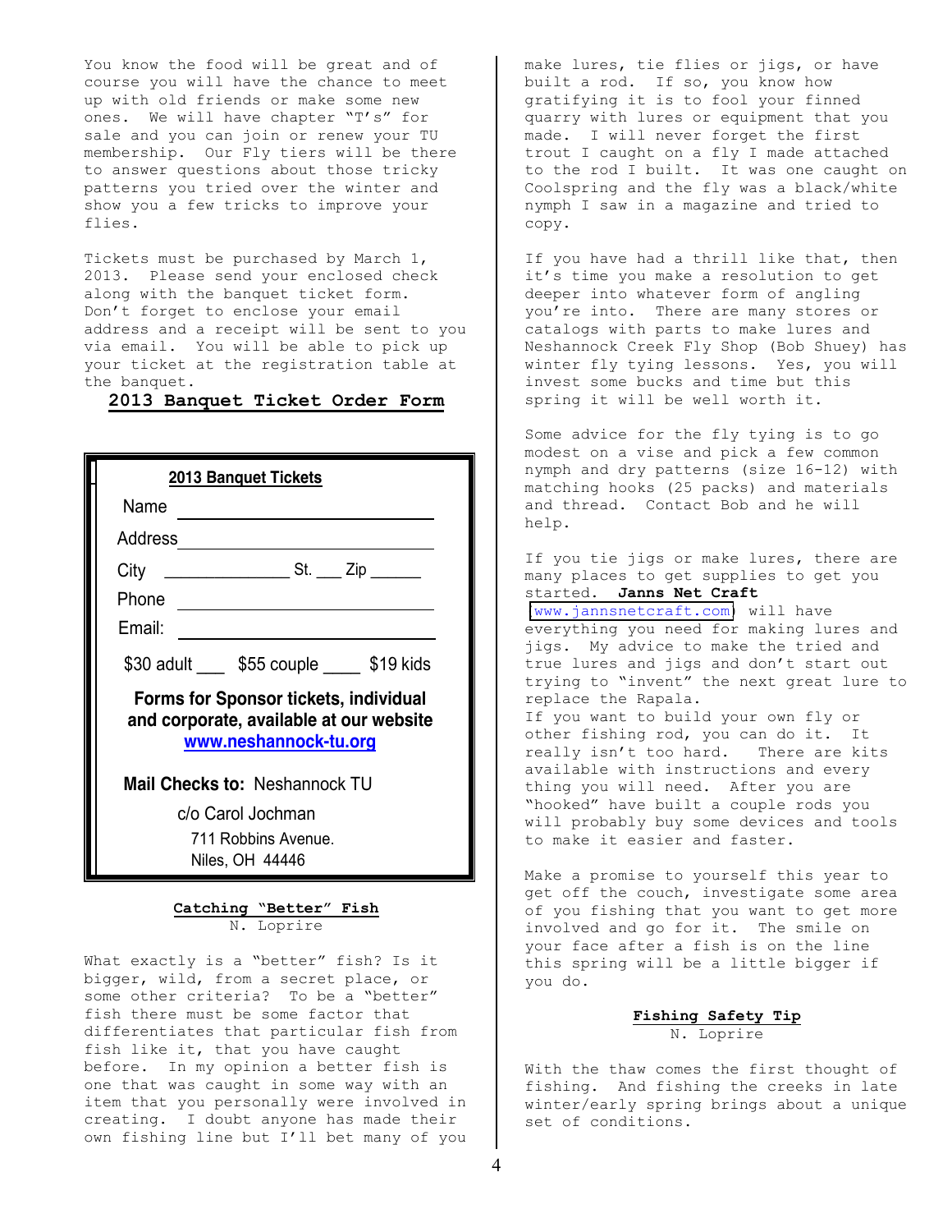You know the food will be great and of course you will have the chance to meet up with old friends or make some new ones. We will have chapter "T's" for sale and you can join or renew your TU membership. Our Fly tiers will be there to answer questions about those tricky patterns you tried over the winter and show you a few tricks to improve your flies.

Tickets must be purchased by March 1, 2013. Please send your enclosed check along with the banquet ticket form. Don't forget to enclose your email address and a receipt will be sent to you via email. You will be able to pick up your ticket at the registration table at the banquet.

## 2013 Banquet Ticket Order Form

**2013 Banquet Tickets**

Name ______________________

Address ______________________

City ______________ St. ___ Zip ______

Phone ______________________

Email: ______________________

$30 adult ___ $55 couple ____ $19 kids

**Forms for Sponsor tickets, individual and corporate, available at our website www.neshannock-tu.org**

**Mail Checks to:** Neshannock TU
c/o Carol Jochman
711 Robbins Avenue.
Niles, OH 44446

## Catching "Better" Fish

N. Loprire

What exactly is a "better" fish? Is it bigger, wild, from a secret place, or some other criteria? To be a "better" fish there must be some factor that differentiates that particular fish from fish like it, that you have caught before. In my opinion a better fish is one that was caught in some way with an item that you personally were involved in creating. I doubt anyone has made their own fishing line but I'll bet many of you make lures, tie flies or jigs, or have built a rod. If so, you know how gratifying it is to fool your finned quarry with lures or equipment that you made. I will never forget the first trout I caught on a fly I made attached to the rod I built. It was one caught on Coolspring and the fly was a black/white nymph I saw in a magazine and tried to copy.

If you have had a thrill like that, then it's time you make a resolution to get deeper into whatever form of angling you're into. There are many stores or catalogs with parts to make lures and Neshannock Creek Fly Shop (Bob Shuey) has winter fly tying lessons. Yes, you will invest some bucks and time but this spring it will be well worth it.

Some advice for the fly tying is to go modest on a vise and pick a few common nymph and dry patterns (size 16-12) with matching hooks (25 packs) and materials and thread. Contact Bob and he will help.

If you tie jigs or make lures, there are many places to get supplies to get you started. **Janns Net Craft** www.jannsnetcraft.com will have everything you need for making lures and jigs. My advice to make the tried and true lures and jigs and don't start out trying to "invent" the next great lure to replace the Rapala.
If you want to build your own fly or other fishing rod, you can do it. It really isn't too hard. There are kits available with instructions and every thing you will need. After you are "hooked" have built a couple rods you will probably buy some devices and tools to make it easier and faster.

Make a promise to yourself this year to get off the couch, investigate some area of you fishing that you want to get more involved and go for it. The smile on your face after a fish is on the line this spring will be a little bigger if you do.

## Fishing Safety Tip

N. Loprire

With the thaw comes the first thought of fishing. And fishing the creeks in late winter/early spring brings about a unique set of conditions.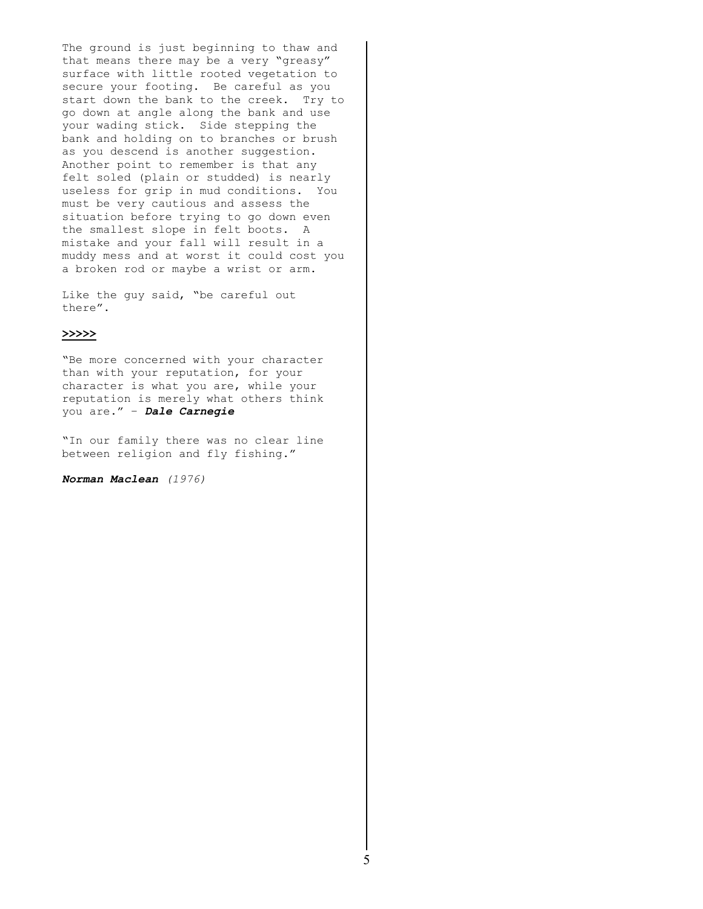The ground is just beginning to thaw and that means there may be a very "greasy" surface with little rooted vegetation to secure your footing. Be careful as you start down the bank to the creek. Try to go down at angle along the bank and use your wading stick. Side stepping the bank and holding on to branches or brush as you descend is another suggestion. Another point to remember is that any felt soled (plain or studded) is nearly useless for grip in mud conditions. You must be very cautious and assess the situation before trying to go down even the smallest slope in felt boots. A mistake and your fall will result in a muddy mess and at worst it could cost you a broken rod or maybe a wrist or arm.

Like the guy said, "be careful out there".

**>>>>>**

"Be more concerned with your character than with your reputation, for your character is what you are, while your reputation is merely what others think you are." – ***Dale Carnegie***

"In our family there was no clear line between religion and fly fishing."

***Norman Maclean*** *(1976)*